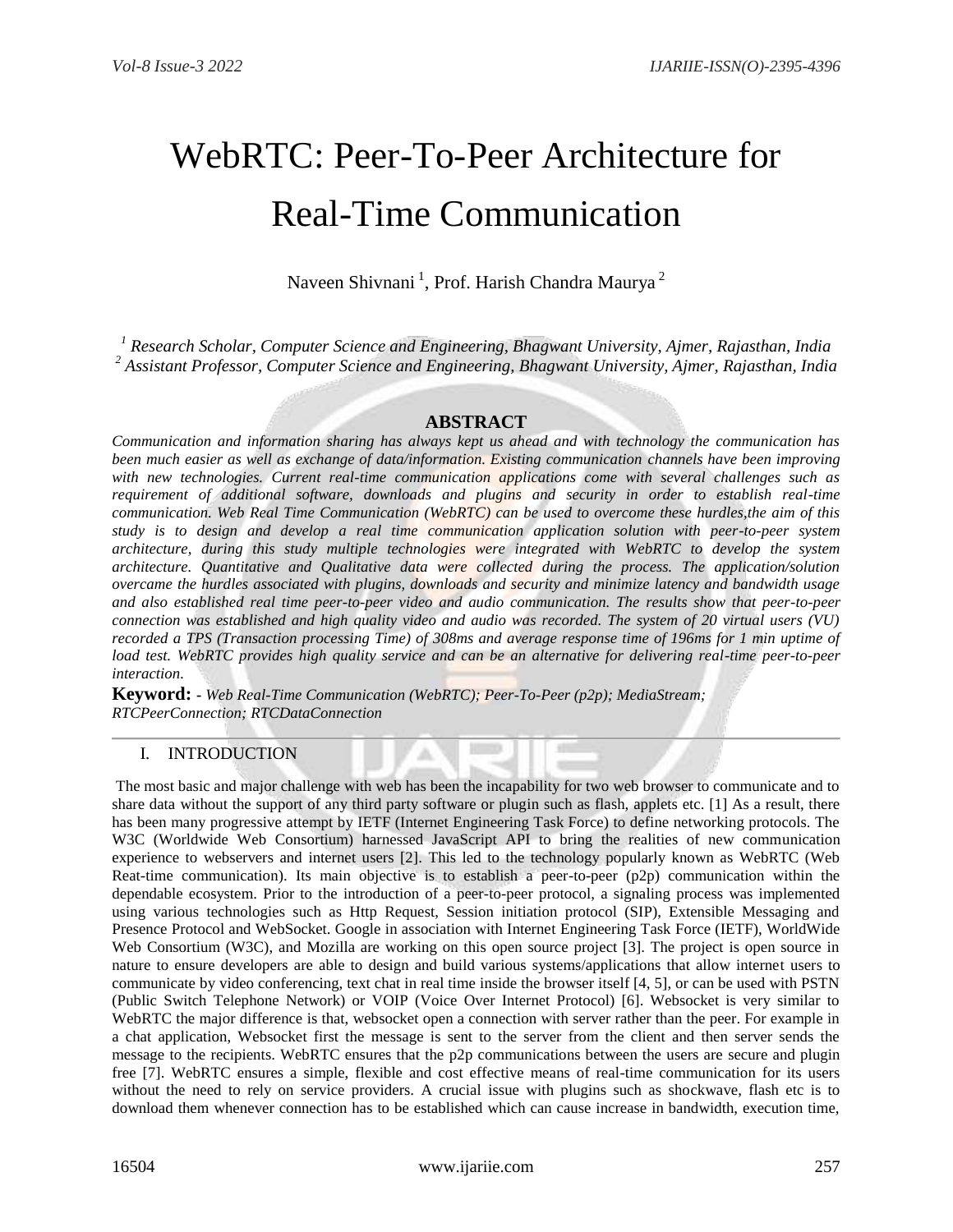# WebRTC: Peer-To-Peer Architecture for Real-Time Communication

Naveen Shivnani [1], Prof. Harish Chandra Maurya [2]

[1] Research Scholar, Computer Science and Engineering, Bhagwant University, Ajmer, Rajasthan, India
[2] Assistant Professor, Computer Science and Engineering, Bhagwant University, Ajmer, Rajasthan, India

## ABSTRACT

*Communication and information sharing has always kept us ahead and with technology the communication has been much easier as well as exchange of data/information. Existing communication channels have been improving with new technologies. Current real-time communication applications come with several challenges such as requirement of additional software, downloads and plugins and security in order to establish real-time communication. Web Real Time Communication (WebRTC) can be used to overcome these hurdles,the aim of this study is to design and develop a real time communication application solution with peer-to-peer system architecture, during this study multiple technologies were integrated with WebRTC to develop the system architecture. Quantitative and Qualitative data were collected during the process. The application/solution overcame the hurdles associated with plugins, downloads and security and minimize latency and bandwidth usage and also established real time peer-to-peer video and audio communication. The results show that peer-to-peer connection was established and high quality video and audio was recorded. The system of 20 virtual users (VU) recorded a TPS (Transaction processing Time) of 308ms and average response time of 196ms for 1 min uptime of load test. WebRTC provides high quality service and can be an alternative for delivering real-time peer-to-peer interaction.*

**Keyword:** *- Web Real-Time Communication (WebRTC); Peer-To-Peer (p2p); MediaStream; RTCPeerConnection; RTCDataConnection*

## I. INTRODUCTION

The most basic and major challenge with web has been the incapability for two web browser to communicate and to share data without the support of any third party software or plugin such as flash, applets etc. [1] As a result, there has been many progressive attempt by IETF (Internet Engineering Task Force) to define networking protocols. The W3C (Worldwide Web Consortium) harnessed JavaScript API to bring the realities of new communication experience to webservers and internet users [2]. This led to the technology popularly known as WebRTC (Web Reat-time communication). Its main objective is to establish a peer-to-peer (p2p) communication within the dependable ecosystem. Prior to the introduction of a peer-to-peer protocol, a signaling process was implemented using various technologies such as Http Request, Session initiation protocol (SIP), Extensible Messaging and Presence Protocol and WebSocket. Google in association with Internet Engineering Task Force (IETF), WorldWide Web Consortium (W3C), and Mozilla are working on this open source project [3]. The project is open source in nature to ensure developers are able to design and build various systems/applications that allow internet users to communicate by video conferencing, text chat in real time inside the browser itself [4, 5], or can be used with PSTN (Public Switch Telephone Network) or VOIP (Voice Over Internet Protocol) [6]. Websocket is very similar to WebRTC the major difference is that, websocket open a connection with server rather than the peer. For example in a chat application, Websocket first the message is sent to the server from the client and then server sends the message to the recipients. WebRTC ensures that the p2p communications between the users are secure and plugin free [7]. WebRTC ensures a simple, flexible and cost effective means of real-time communication for its users without the need to rely on service providers. A crucial issue with plugins such as shockwave, flash etc is to download them whenever connection has to be established which can cause increase in bandwidth, execution time,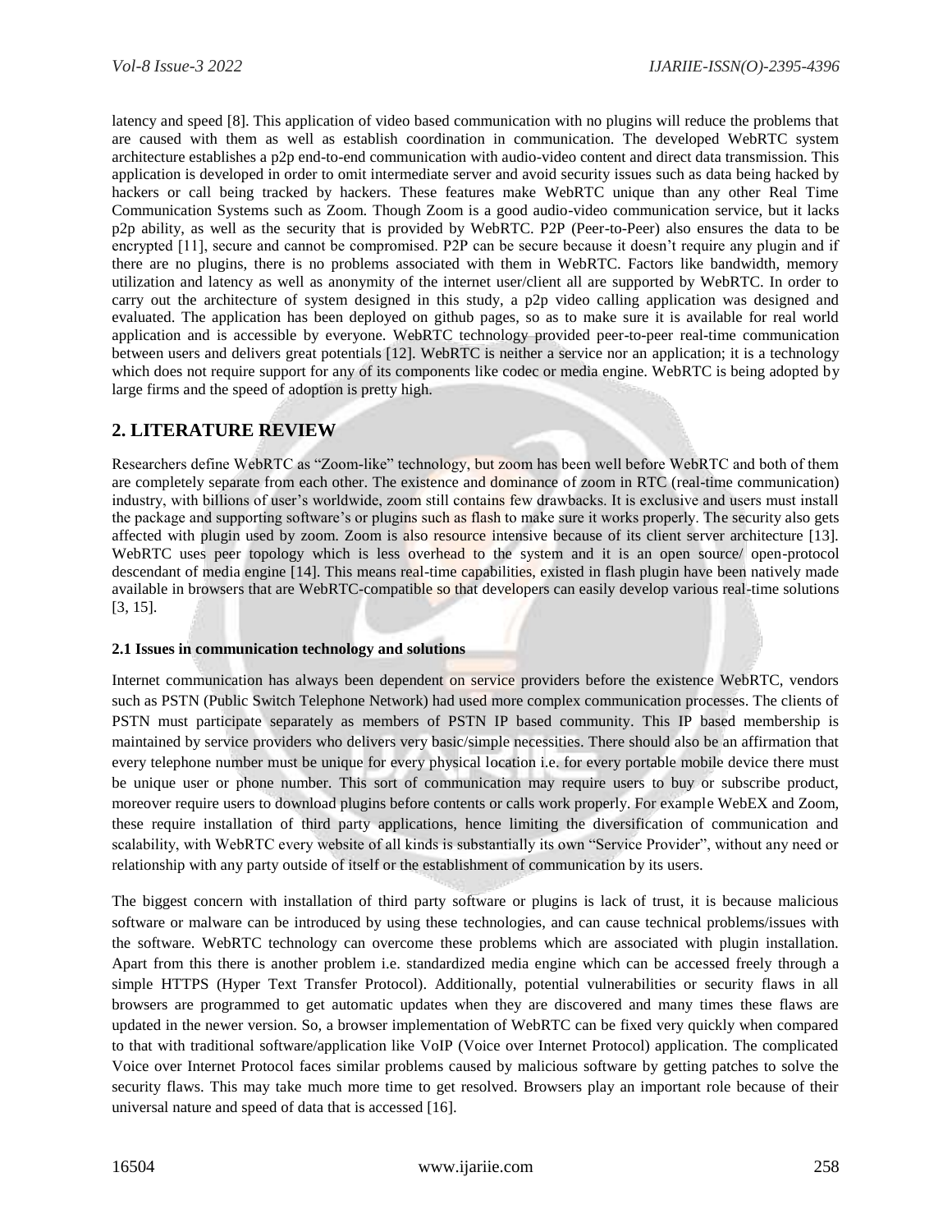latency and speed [8]. This application of video based communication with no plugins will reduce the problems that are caused with them as well as establish coordination in communication. The developed WebRTC system architecture establishes a p2p end-to-end communication with audio-video content and direct data transmission. This application is developed in order to omit intermediate server and avoid security issues such as data being hacked by hackers or call being tracked by hackers. These features make WebRTC unique than any other Real Time Communication Systems such as Zoom. Though Zoom is a good audio-video communication service, but it lacks p2p ability, as well as the security that is provided by WebRTC. P2P (Peer-to-Peer) also ensures the data to be encrypted [11], secure and cannot be compromised. P2P can be secure because it doesn't require any plugin and if there are no plugins, there is no problems associated with them in WebRTC. Factors like bandwidth, memory utilization and latency as well as anonymity of the internet user/client all are supported by WebRTC. In order to carry out the architecture of system designed in this study, a p2p video calling application was designed and evaluated. The application has been deployed on github pages, so as to make sure it is available for real world application and is accessible by everyone. WebRTC technology provided peer-to-peer real-time communication between users and delivers great potentials [12]. WebRTC is neither a service nor an application; it is a technology which does not require support for any of its components like codec or media engine. WebRTC is being adopted by large firms and the speed of adoption is pretty high.

## 2. LITERATURE REVIEW

Researchers define WebRTC as "Zoom-like" technology, but zoom has been well before WebRTC and both of them are completely separate from each other. The existence and dominance of zoom in RTC (real-time communication) industry, with billions of user's worldwide, zoom still contains few drawbacks. It is exclusive and users must install the package and supporting software's or plugins such as flash to make sure it works properly. The security also gets affected with plugin used by zoom. Zoom is also resource intensive because of its client server architecture [13]. WebRTC uses peer topology which is less overhead to the system and it is an open source/ open-protocol descendant of media engine [14]. This means real-time capabilities, existed in flash plugin have been natively made available in browsers that are WebRTC-compatible so that developers can easily develop various real-time solutions [3, 15].

### 2.1 Issues in communication technology and solutions

Internet communication has always been dependent on service providers before the existence WebRTC, vendors such as PSTN (Public Switch Telephone Network) had used more complex communication processes. The clients of PSTN must participate separately as members of PSTN IP based community. This IP based membership is maintained by service providers who delivers very basic/simple necessities. There should also be an affirmation that every telephone number must be unique for every physical location i.e. for every portable mobile device there must be unique user or phone number. This sort of communication may require users to buy or subscribe product, moreover require users to download plugins before contents or calls work properly. For example WebEX and Zoom, these require installation of third party applications, hence limiting the diversification of communication and scalability, with WebRTC every website of all kinds is substantially its own "Service Provider", without any need or relationship with any party outside of itself or the establishment of communication by its users.

The biggest concern with installation of third party software or plugins is lack of trust, it is because malicious software or malware can be introduced by using these technologies, and can cause technical problems/issues with the software. WebRTC technology can overcome these problems which are associated with plugin installation. Apart from this there is another problem i.e. standardized media engine which can be accessed freely through a simple HTTPS (Hyper Text Transfer Protocol). Additionally, potential vulnerabilities or security flaws in all browsers are programmed to get automatic updates when they are discovered and many times these flaws are updated in the newer version. So, a browser implementation of WebRTC can be fixed very quickly when compared to that with traditional software/application like VoIP (Voice over Internet Protocol) application. The complicated Voice over Internet Protocol faces similar problems caused by malicious software by getting patches to solve the security flaws. This may take much more time to get resolved. Browsers play an important role because of their universal nature and speed of data that is accessed [16].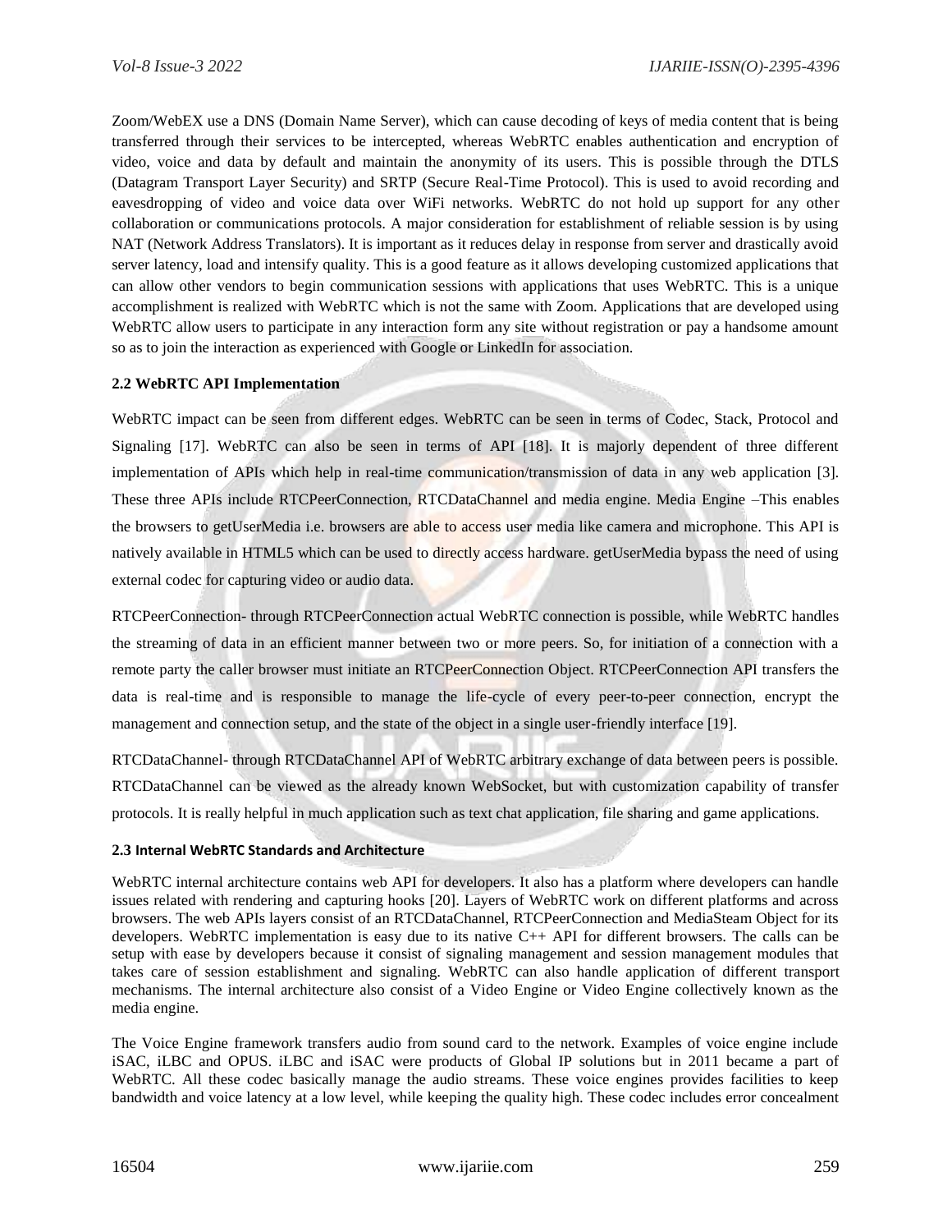Zoom/WebEX use a DNS (Domain Name Server), which can cause decoding of keys of media content that is being transferred through their services to be intercepted, whereas WebRTC enables authentication and encryption of video, voice and data by default and maintain the anonymity of its users. This is possible through the DTLS (Datagram Transport Layer Security) and SRTP (Secure Real-Time Protocol). This is used to avoid recording and eavesdropping of video and voice data over WiFi networks. WebRTC do not hold up support for any other collaboration or communications protocols. A major consideration for establishment of reliable session is by using NAT (Network Address Translators). It is important as it reduces delay in response from server and drastically avoid server latency, load and intensify quality. This is a good feature as it allows developing customized applications that can allow other vendors to begin communication sessions with applications that uses WebRTC. This is a unique accomplishment is realized with WebRTC which is not the same with Zoom. Applications that are developed using WebRTC allow users to participate in any interaction form any site without registration or pay a handsome amount so as to join the interaction as experienced with Google or LinkedIn for association.

### 2.2 WebRTC API Implementation

WebRTC impact can be seen from different edges. WebRTC can be seen in terms of Codec, Stack, Protocol and Signaling [17]. WebRTC can also be seen in terms of API [18]. It is majorly dependent of three different implementation of APIs which help in real-time communication/transmission of data in any web application [3]. These three APIs include RTCPeerConnection, RTCDataChannel and media engine. Media Engine –This enables the browsers to getUserMedia i.e. browsers are able to access user media like camera and microphone. This API is natively available in HTML5 which can be used to directly access hardware. getUserMedia bypass the need of using external codec for capturing video or audio data.

RTCPeerConnection- through RTCPeerConnection actual WebRTC connection is possible, while WebRTC handles the streaming of data in an efficient manner between two or more peers. So, for initiation of a connection with a remote party the caller browser must initiate an RTCPeerConnection Object. RTCPeerConnection API transfers the data is real-time and is responsible to manage the life-cycle of every peer-to-peer connection, encrypt the management and connection setup, and the state of the object in a single user-friendly interface [19].

RTCDataChannel- through RTCDataChannel API of WebRTC arbitrary exchange of data between peers is possible. RTCDataChannel can be viewed as the already known WebSocket, but with customization capability of transfer protocols. It is really helpful in much application such as text chat application, file sharing and game applications.

### 2.3 Internal WebRTC Standards and Architecture

WebRTC internal architecture contains web API for developers. It also has a platform where developers can handle issues related with rendering and capturing hooks [20]. Layers of WebRTC work on different platforms and across browsers. The web APIs layers consist of an RTCDataChannel, RTCPeerConnection and MediaSteam Object for its developers. WebRTC implementation is easy due to its native C++ API for different browsers. The calls can be setup with ease by developers because it consist of signaling management and session management modules that takes care of session establishment and signaling. WebRTC can also handle application of different transport mechanisms. The internal architecture also consist of a Video Engine or Video Engine collectively known as the media engine.

The Voice Engine framework transfers audio from sound card to the network. Examples of voice engine include iSAC, iLBC and OPUS. iLBC and iSAC were products of Global IP solutions but in 2011 became a part of WebRTC. All these codec basically manage the audio streams. These voice engines provides facilities to keep bandwidth and voice latency at a low level, while keeping the quality high. These codec includes error concealment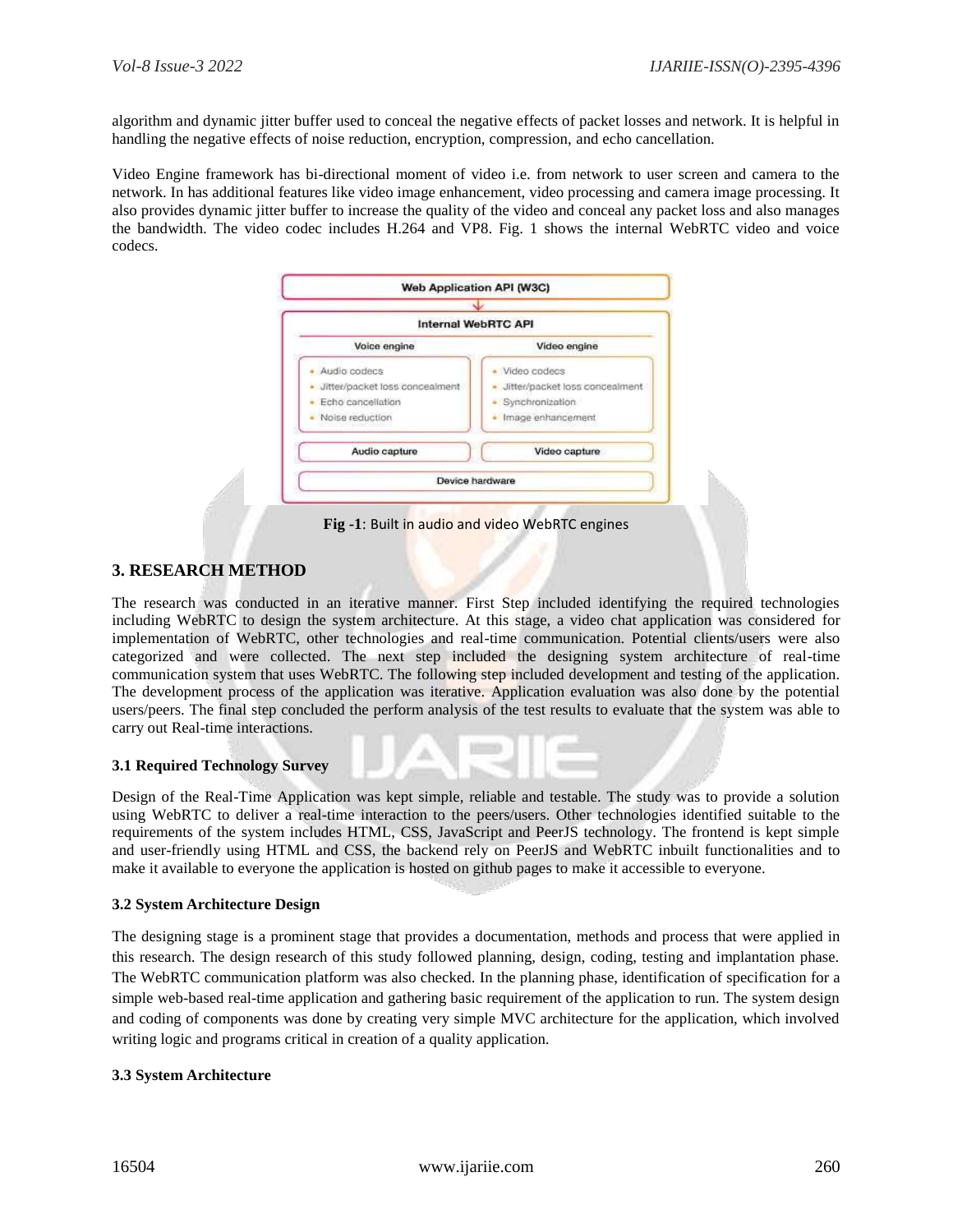algorithm and dynamic jitter buffer used to conceal the negative effects of packet losses and network. It is helpful in handling the negative effects of noise reduction, encryption, compression, and echo cancellation.

Video Engine framework has bi-directional moment of video i.e. from network to user screen and camera to the network. In has additional features like video image enhancement, video processing and camera image processing. It also provides dynamic jitter buffer to increase the quality of the video and conceal any packet loss and also manages the bandwidth. The video codec includes H.264 and VP8. Fig. 1 shows the internal WebRTC video and voice codecs.

**Fig -1**: Built in audio and video WebRTC engines

## 3. RESEARCH METHOD

The research was conducted in an iterative manner. First Step included identifying the required technologies including WebRTC to design the system architecture. At this stage, a video chat application was considered for implementation of WebRTC, other technologies and real-time communication. Potential clients/users were also categorized and were collected. The next step included the designing system architecture of real-time communication system that uses WebRTC. The following step included development and testing of the application. The development process of the application was iterative. Application evaluation was also done by the potential users/peers. The final step concluded the perform analysis of the test results to evaluate that the system was able to carry out Real-time interactions.

### 3.1 Required Technology Survey

Design of the Real-Time Application was kept simple, reliable and testable. The study was to provide a solution using WebRTC to deliver a real-time interaction to the peers/users. Other technologies identified suitable to the requirements of the system includes HTML, CSS, JavaScript and PeerJS technology. The frontend is kept simple and user-friendly using HTML and CSS, the backend rely on PeerJS and WebRTC inbuilt functionalities and to make it available to everyone the application is hosted on github pages to make it accessible to everyone.

### 3.2 System Architecture Design

The designing stage is a prominent stage that provides a documentation, methods and process that were applied in this research. The design research of this study followed planning, design, coding, testing and implantation phase. The WebRTC communication platform was also checked. In the planning phase, identification of specification for a simple web-based real-time application and gathering basic requirement of the application to run. The system design and coding of components was done by creating very simple MVC architecture for the application, which involved writing logic and programs critical in creation of a quality application.

### 3.3 System Architecture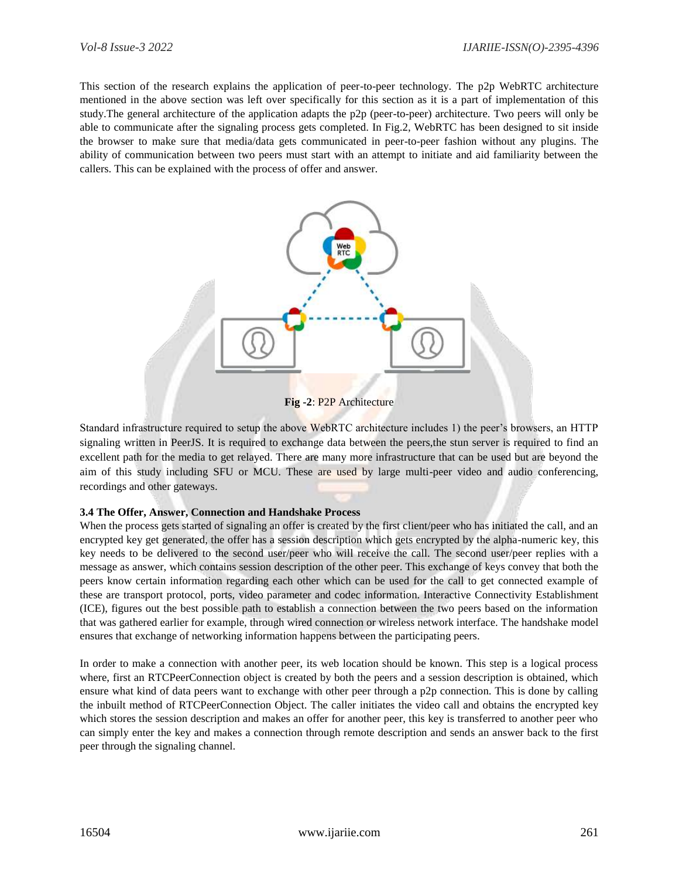This section of the research explains the application of peer-to-peer technology. The p2p WebRTC architecture mentioned in the above section was left over specifically for this section as it is a part of implementation of this study.The general architecture of the application adapts the p2p (peer-to-peer) architecture. Two peers will only be able to communicate after the signaling process gets completed. In Fig.2, WebRTC has been designed to sit inside the browser to make sure that media/data gets communicated in peer-to-peer fashion without any plugins. The ability of communication between two peers must start with an attempt to initiate and aid familiarity between the callers. This can be explained with the process of offer and answer.

**Fig -2**: P2P Architecture

Standard infrastructure required to setup the above WebRTC architecture includes 1) the peer's browsers, an HTTP signaling written in PeerJS. It is required to exchange data between the peers,the stun server is required to find an excellent path for the media to get relayed. There are many more infrastructure that can be used but are beyond the aim of this study including SFU or MCU. These are used by large multi-peer video and audio conferencing, recordings and other gateways.

### 3.4 The Offer, Answer, Connection and Handshake Process

When the process gets started of signaling an offer is created by the first client/peer who has initiated the call, and an encrypted key get generated, the offer has a session description which gets encrypted by the alpha-numeric key, this key needs to be delivered to the second user/peer who will receive the call. The second user/peer replies with a message as answer, which contains session description of the other peer. This exchange of keys convey that both the peers know certain information regarding each other which can be used for the call to get connected example of these are transport protocol, ports, video parameter and codec information. Interactive Connectivity Establishment (ICE), figures out the best possible path to establish a connection between the two peers based on the information that was gathered earlier for example, through wired connection or wireless network interface. The handshake model ensures that exchange of networking information happens between the participating peers.

In order to make a connection with another peer, its web location should be known. This step is a logical process where, first an RTCPeerConnection object is created by both the peers and a session description is obtained, which ensure what kind of data peers want to exchange with other peer through a p2p connection. This is done by calling the inbuilt method of RTCPeerConnection Object. The caller initiates the video call and obtains the encrypted key which stores the session description and makes an offer for another peer, this key is transferred to another peer who can simply enter the key and makes a connection through remote description and sends an answer back to the first peer through the signaling channel.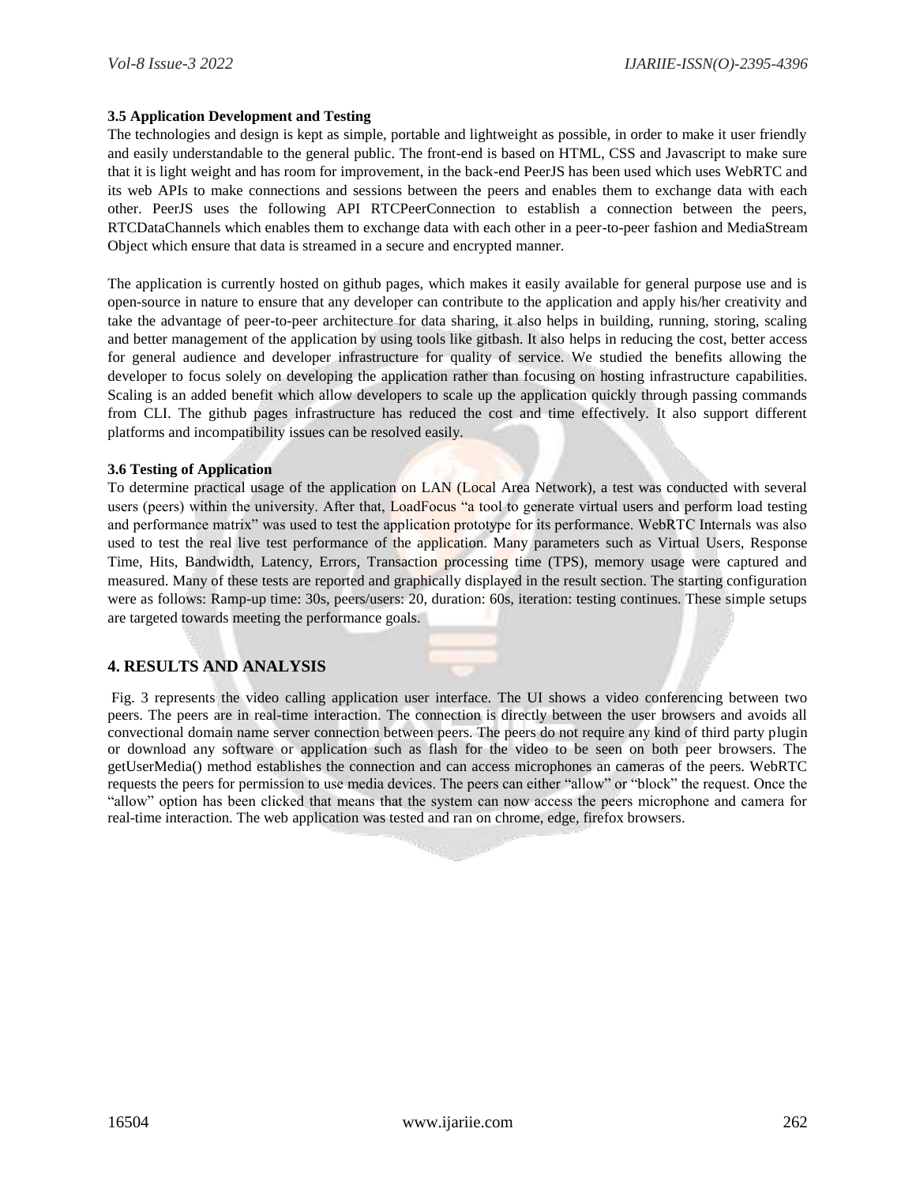### 3.5 Application Development and Testing

The technologies and design is kept as simple, portable and lightweight as possible, in order to make it user friendly and easily understandable to the general public. The front-end is based on HTML, CSS and Javascript to make sure that it is light weight and has room for improvement, in the back-end PeerJS has been used which uses WebRTC and its web APIs to make connections and sessions between the peers and enables them to exchange data with each other. PeerJS uses the following API RTCPeerConnection to establish a connection between the peers, RTCDataChannels which enables them to exchange data with each other in a peer-to-peer fashion and MediaStream Object which ensure that data is streamed in a secure and encrypted manner.

The application is currently hosted on github pages, which makes it easily available for general purpose use and is open-source in nature to ensure that any developer can contribute to the application and apply his/her creativity and take the advantage of peer-to-peer architecture for data sharing, it also helps in building, running, storing, scaling and better management of the application by using tools like gitbash. It also helps in reducing the cost, better access for general audience and developer infrastructure for quality of service. We studied the benefits allowing the developer to focus solely on developing the application rather than focusing on hosting infrastructure capabilities. Scaling is an added benefit which allow developers to scale up the application quickly through passing commands from CLI. The github pages infrastructure has reduced the cost and time effectively. It also support different platforms and incompatibility issues can be resolved easily.

### 3.6 Testing of Application

To determine practical usage of the application on LAN (Local Area Network), a test was conducted with several users (peers) within the university. After that, LoadFocus "a tool to generate virtual users and perform load testing and performance matrix" was used to test the application prototype for its performance. WebRTC Internals was also used to test the real live test performance of the application. Many parameters such as Virtual Users, Response Time, Hits, Bandwidth, Latency, Errors, Transaction processing time (TPS), memory usage were captured and measured. Many of these tests are reported and graphically displayed in the result section. The starting configuration were as follows: Ramp-up time: 30s, peers/users: 20, duration: 60s, iteration: testing continues. These simple setups are targeted towards meeting the performance goals.

## 4. RESULTS AND ANALYSIS

Fig. 3 represents the video calling application user interface. The UI shows a video conferencing between two peers. The peers are in real-time interaction. The connection is directly between the user browsers and avoids all convectional domain name server connection between peers. The peers do not require any kind of third party plugin or download any software or application such as flash for the video to be seen on both peer browsers. The getUserMedia() method establishes the connection and can access microphones an cameras of the peers. WebRTC requests the peers for permission to use media devices. The peers can either "allow" or "block" the request. Once the "allow" option has been clicked that means that the system can now access the peers microphone and camera for real-time interaction. The web application was tested and ran on chrome, edge, firefox browsers.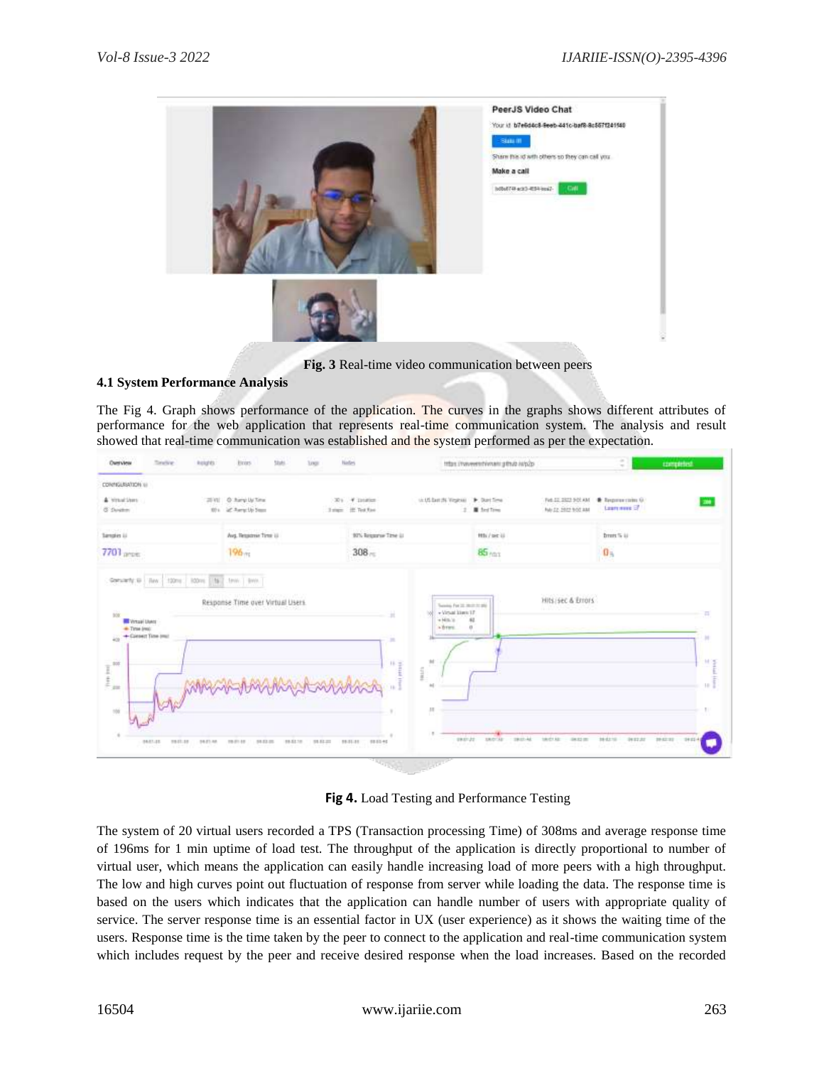**Fig. 3** Real-time video communication between peers

### 4.1 System Performance Analysis

The Fig 4. Graph shows performance of the application. The curves in the graphs shows different attributes of performance for the web application that represents real-time communication system. The analysis and result showed that real-time communication was established and the system performed as per the expectation.

**Fig 4.** Load Testing and Performance Testing

The system of 20 virtual users recorded a TPS (Transaction processing Time) of 308ms and average response time of 196ms for 1 min uptime of load test. The throughput of the application is directly proportional to number of virtual user, which means the application can easily handle increasing load of more peers with a high throughput. The low and high curves point out fluctuation of response from server while loading the data. The response time is based on the users which indicates that the application can handle number of users with appropriate quality of service. The server response time is an essential factor in UX (user experience) as it shows the waiting time of the users. Response time is the time taken by the peer to connect to the application and real-time communication system which includes request by the peer and receive desired response when the load increases. Based on the recorded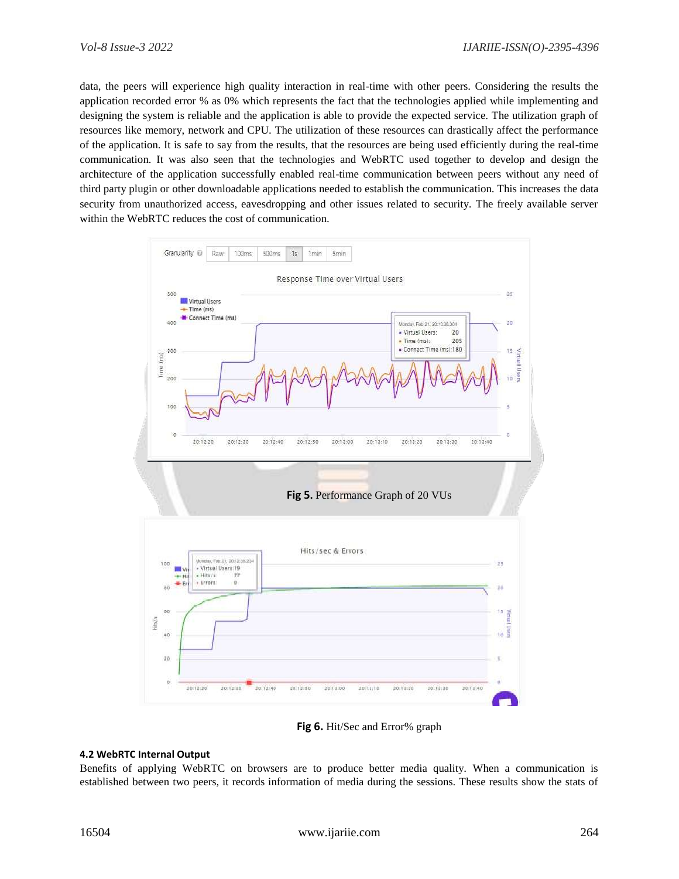data, the peers will experience high quality interaction in real-time with other peers. Considering the results the application recorded error % as 0% which represents the fact that the technologies applied while implementing and designing the system is reliable and the application is able to provide the expected service. The utilization graph of resources like memory, network and CPU. The utilization of these resources can drastically affect the performance of the application. It is safe to say from the results, that the resources are being used efficiently during the real-time communication. It was also seen that the technologies and WebRTC used together to develop and design the architecture of the application successfully enabled real-time communication between peers without any need of third party plugin or other downloadable applications needed to establish the communication. This increases the data security from unauthorized access, eavesdropping and other issues related to security. The freely available server within the WebRTC reduces the cost of communication.

**Fig 5.** Performance Graph of 20 VUs

**Fig 6.** Hit/Sec and Error% graph

#### 4.2 WebRTC Internal Output

Benefits of applying WebRTC on browsers are to produce better media quality. When a communication is established between two peers, it records information of media during the sessions. These results show the stats of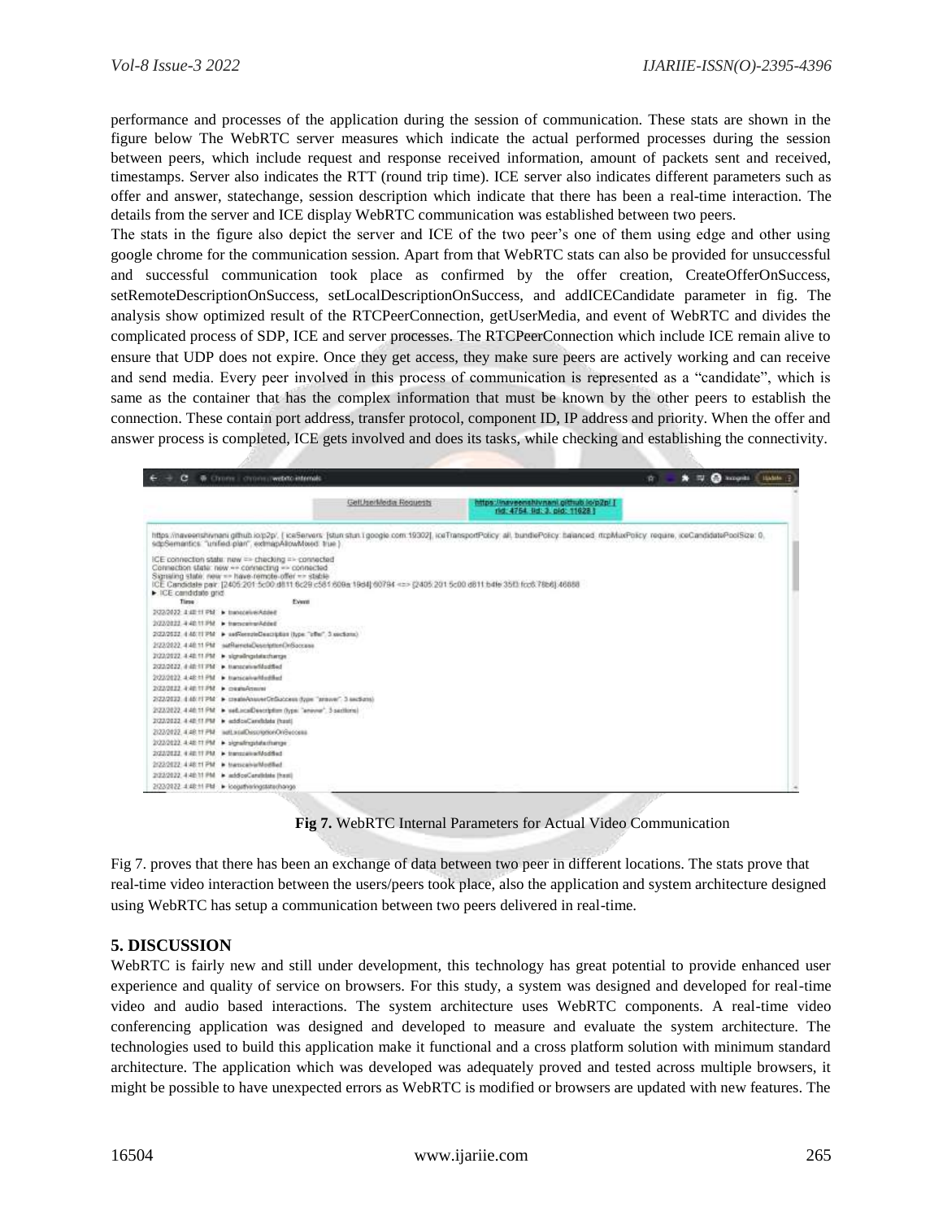performance and processes of the application during the session of communication. These stats are shown in the figure below The WebRTC server measures which indicate the actual performed processes during the session between peers, which include request and response received information, amount of packets sent and received, timestamps. Server also indicates the RTT (round trip time). ICE server also indicates different parameters such as offer and answer, statechange, session description which indicate that there has been a real-time interaction. The details from the server and ICE display WebRTC communication was established between two peers.

The stats in the figure also depict the server and ICE of the two peer's one of them using edge and other using google chrome for the communication session. Apart from that WebRTC stats can also be provided for unsuccessful and successful communication took place as confirmed by the offer creation, CreateOfferOnSuccess, setRemoteDescriptionOnSuccess, setLocalDescriptionOnSuccess, and addICECandidate parameter in fig. The analysis show optimized result of the RTCPeerConnection, getUserMedia, and event of WebRTC and divides the complicated process of SDP, ICE and server processes. The RTCPeerConnection which include ICE remain alive to ensure that UDP does not expire. Once they get access, they make sure peers are actively working and can receive and send media. Every peer involved in this process of communication is represented as a "candidate", which is same as the container that has the complex information that must be known by the other peers to establish the connection. These contain port address, transfer protocol, component ID, IP address and priority. When the offer and answer process is completed, ICE gets involved and does its tasks, while checking and establishing the connectivity.

**Fig 7.** WebRTC Internal Parameters for Actual Video Communication

Fig 7. proves that there has been an exchange of data between two peer in different locations. The stats prove that real-time video interaction between the users/peers took place, also the application and system architecture designed using WebRTC has setup a communication between two peers delivered in real-time.

## 5. DISCUSSION

WebRTC is fairly new and still under development, this technology has great potential to provide enhanced user experience and quality of service on browsers. For this study, a system was designed and developed for real-time video and audio based interactions. The system architecture uses WebRTC components. A real-time video conferencing application was designed and developed to measure and evaluate the system architecture. The technologies used to build this application make it functional and a cross platform solution with minimum standard architecture. The application which was developed was adequately proved and tested across multiple browsers, it might be possible to have unexpected errors as WebRTC is modified or browsers are updated with new features. The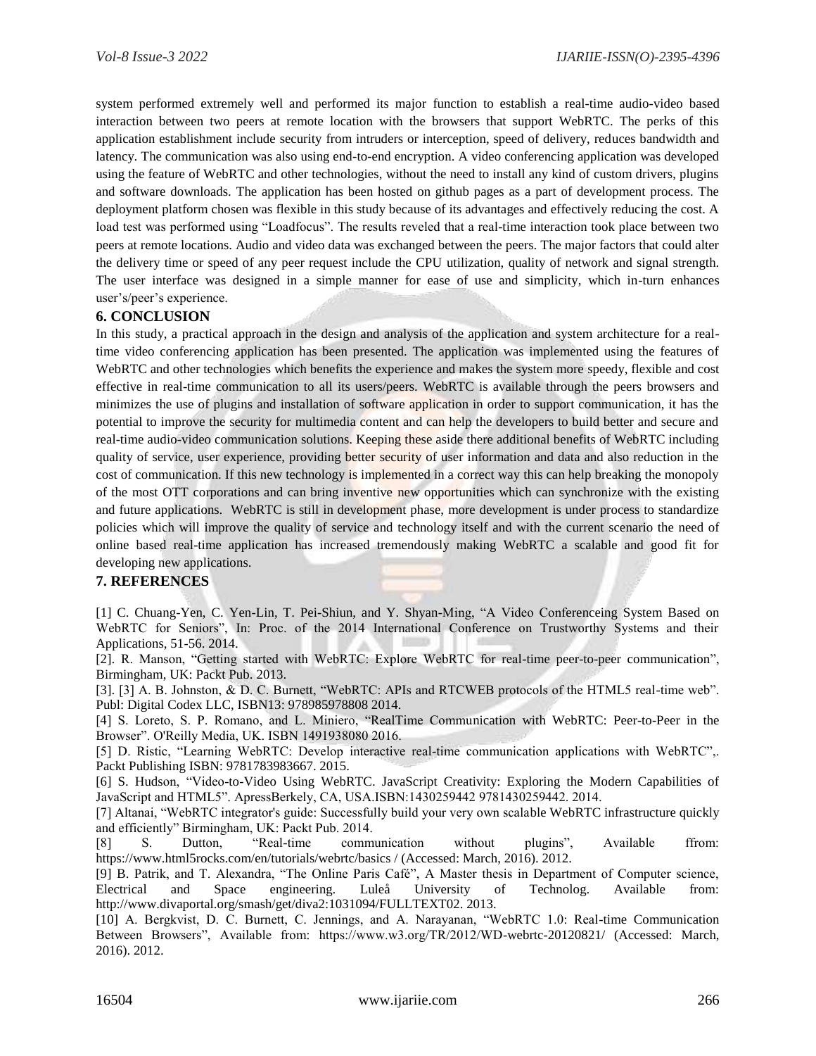system performed extremely well and performed its major function to establish a real-time audio-video based interaction between two peers at remote location with the browsers that support WebRTC. The perks of this application establishment include security from intruders or interception, speed of delivery, reduces bandwidth and latency. The communication was also using end-to-end encryption. A video conferencing application was developed using the feature of WebRTC and other technologies, without the need to install any kind of custom drivers, plugins and software downloads. The application has been hosted on github pages as a part of development process. The deployment platform chosen was flexible in this study because of its advantages and effectively reducing the cost. A load test was performed using "Loadfocus". The results reveled that a real-time interaction took place between two peers at remote locations. Audio and video data was exchanged between the peers. The major factors that could alter the delivery time or speed of any peer request include the CPU utilization, quality of network and signal strength. The user interface was designed in a simple manner for ease of use and simplicity, which in-turn enhances user's/peer's experience.

## 6. CONCLUSION

In this study, a practical approach in the design and analysis of the application and system architecture for a real-time video conferencing application has been presented. The application was implemented using the features of WebRTC and other technologies which benefits the experience and makes the system more speedy, flexible and cost effective in real-time communication to all its users/peers. WebRTC is available through the peers browsers and minimizes the use of plugins and installation of software application in order to support communication, it has the potential to improve the security for multimedia content and can help the developers to build better and secure and real-time audio-video communication solutions. Keeping these aside there additional benefits of WebRTC including quality of service, user experience, providing better security of user information and data and also reduction in the cost of communication. If this new technology is implemented in a correct way this can help breaking the monopoly of the most OTT corporations and can bring inventive new opportunities which can synchronize with the existing and future applications. WebRTC is still in development phase, more development is under process to standardize policies which will improve the quality of service and technology itself and with the current scenario the need of online based real-time application has increased tremendously making WebRTC a scalable and good fit for developing new applications.

## 7. REFERENCES

[1] C. Chuang-Yen, C. Yen-Lin, T. Pei-Shiun, and Y. Shyan-Ming, "A Video Conferenceing System Based on WebRTC for Seniors", In: Proc. of the 2014 International Conference on Trustworthy Systems and their Applications, 51-56. 2014.

[2]. R. Manson, "Getting started with WebRTC: Explore WebRTC for real-time peer-to-peer communication", Birmingham, UK: Packt Pub. 2013.

[3]. [3] A. B. Johnston, & D. C. Burnett, "WebRTC: APIs and RTCWEB protocols of the HTML5 real-time web". Publ: Digital Codex LLC, ISBN13: 978985978808 2014.

[4] S. Loreto, S. P. Romano, and L. Miniero, "RealTime Communication with WebRTC: Peer-to-Peer in the Browser". O'Reilly Media, UK. ISBN 1491938080 2016.

[5] D. Ristic, "Learning WebRTC: Develop interactive real-time communication applications with WebRTC",. Packt Publishing ISBN: 9781783983667. 2015.

[6] S. Hudson, "Video-to-Video Using WebRTC. JavaScript Creativity: Exploring the Modern Capabilities of JavaScript and HTML5". ApressBerkely, CA, USA.ISBN:1430259442 9781430259442. 2014.

[7] Altanai, "WebRTC integrator's guide: Successfully build your very own scalable WebRTC infrastructure quickly and efficiently" Birmingham, UK: Packt Pub. 2014.

[8] S. Dutton, "Real-time communication without plugins", Available ffrom: https://www.html5rocks.com/en/tutorials/webrtc/basics / (Accessed: March, 2016). 2012.

[9] B. Patrik, and T. Alexandra, "The Online Paris Café", A Master thesis in Department of Computer science, Electrical and Space engineering. Luleå University of Technolog. Available from: http://www.divaportal.org/smash/get/diva2:1031094/FULLTEXT02. 2013.

[10] A. Bergkvist, D. C. Burnett, C. Jennings, and A. Narayanan, "WebRTC 1.0: Real-time Communication Between Browsers", Available from: https://www.w3.org/TR/2012/WD-webrtc-20120821/ (Accessed: March, 2016). 2012.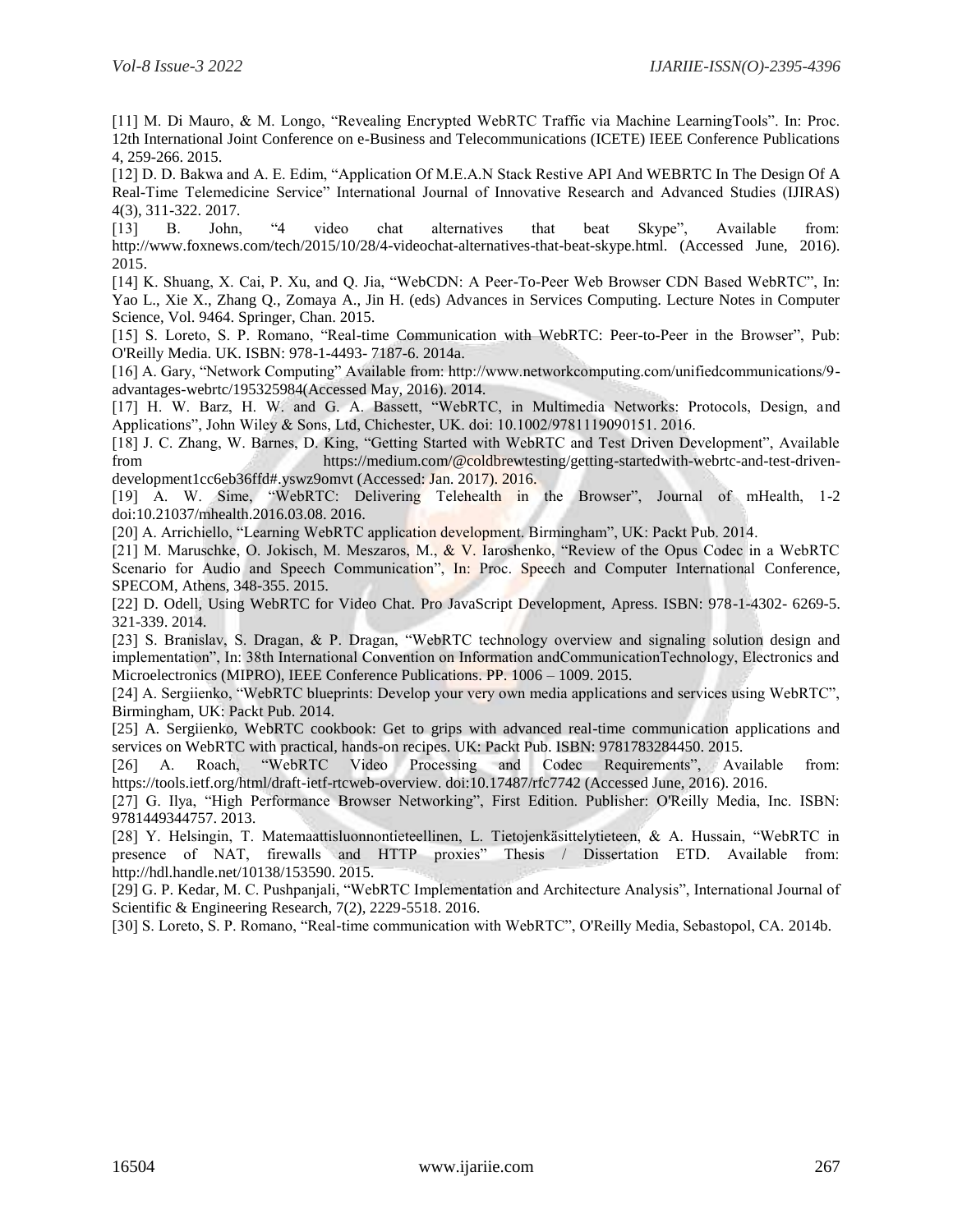[11] M. Di Mauro, & M. Longo, "Revealing Encrypted WebRTC Traffic via Machine LearningTools". In: Proc. 12th International Joint Conference on e-Business and Telecommunications (ICETE) IEEE Conference Publications 4, 259-266. 2015.

[12] D. D. Bakwa and A. E. Edim, "Application Of M.E.A.N Stack Restive API And WEBRTC In The Design Of A Real-Time Telemedicine Service" International Journal of Innovative Research and Advanced Studies (IJIRAS) 4(3), 311-322. 2017.

[13] B. John, "4 video chat alternatives that beat Skype", Available from: http://www.foxnews.com/tech/2015/10/28/4-videochat-alternatives-that-beat-skype.html. (Accessed June, 2016). 2015.

[14] K. Shuang, X. Cai, P. Xu, and Q. Jia, "WebCDN: A Peer-To-Peer Web Browser CDN Based WebRTC", In: Yao L., Xie X., Zhang Q., Zomaya A., Jin H. (eds) Advances in Services Computing. Lecture Notes in Computer Science, Vol. 9464. Springer, Chan. 2015.

[15] S. Loreto, S. P. Romano, "Real-time Communication with WebRTC: Peer-to-Peer in the Browser", Pub: O'Reilly Media. UK. ISBN: 978-1-4493- 7187-6. 2014a.

[16] A. Gary, "Network Computing" Available from: http://www.networkcomputing.com/unifiedcommunications/9-advantages-webrtc/195325984(Accessed May, 2016). 2014.

[17] H. W. Barz, H. W. and G. A. Bassett, "WebRTC, in Multimedia Networks: Protocols, Design, and Applications", John Wiley & Sons, Ltd, Chichester, UK. doi: 10.1002/9781119090151. 2016.

[18] J. C. Zhang, W. Barnes, D. King, "Getting Started with WebRTC and Test Driven Development", Available from https://medium.com/@coldbrewtesting/getting-startedwith-webrtc-and-test-driven-development1cc6eb36ffd#.yswz9omvt (Accessed: Jan. 2017). 2016.

[19] A. W. Sime, "WebRTC: Delivering Telehealth in the Browser", Journal of mHealth, 1-2 doi:10.21037/mhealth.2016.03.08. 2016.

[20] A. Arrichiello, "Learning WebRTC application development. Birmingham", UK: Packt Pub. 2014.

[21] M. Maruschke, O. Jokisch, M. Meszaros, M., & V. Iaroshenko, "Review of the Opus Codec in a WebRTC Scenario for Audio and Speech Communication", In: Proc. Speech and Computer International Conference, SPECOM, Athens, 348-355. 2015.

[22] D. Odell, Using WebRTC for Video Chat. Pro JavaScript Development, Apress. ISBN: 978-1-4302- 6269-5. 321-339. 2014.

[23] S. Branislav, S. Dragan, & P. Dragan, "WebRTC technology overview and signaling solution design and implementation", In: 38th International Convention on Information andCommunicationTechnology, Electronics and Microelectronics (MIPRO), IEEE Conference Publications. PP. 1006 – 1009. 2015.

[24] A. Sergiienko, "WebRTC blueprints: Develop your very own media applications and services using WebRTC", Birmingham, UK: Packt Pub. 2014.

[25] A. Sergiienko, WebRTC cookbook: Get to grips with advanced real-time communication applications and services on WebRTC with practical, hands-on recipes. UK: Packt Pub. ISBN: 9781783284450. 2015.

[26] A. Roach, "WebRTC Video Processing and Codec Requirements", Available from: https://tools.ietf.org/html/draft-ietf-rtcweb-overview. doi:10.17487/rfc7742 (Accessed June, 2016). 2016.

[27] G. Ilya, "High Performance Browser Networking", First Edition. Publisher: O'Reilly Media, Inc. ISBN: 9781449344757. 2013.

[28] Y. Helsingin, T. Matemaattisluonnontieteellinen, L. Tietojenkäsittelytieteen, & A. Hussain, "WebRTC in presence of NAT, firewalls and HTTP proxies" Thesis / Dissertation ETD. Available from: http://hdl.handle.net/10138/153590. 2015.

[29] G. P. Kedar, M. C. Pushpanjali, "WebRTC Implementation and Architecture Analysis", International Journal of Scientific & Engineering Research, 7(2), 2229-5518. 2016.

[30] S. Loreto, S. P. Romano, "Real-time communication with WebRTC", O'Reilly Media, Sebastopol, CA. 2014b.